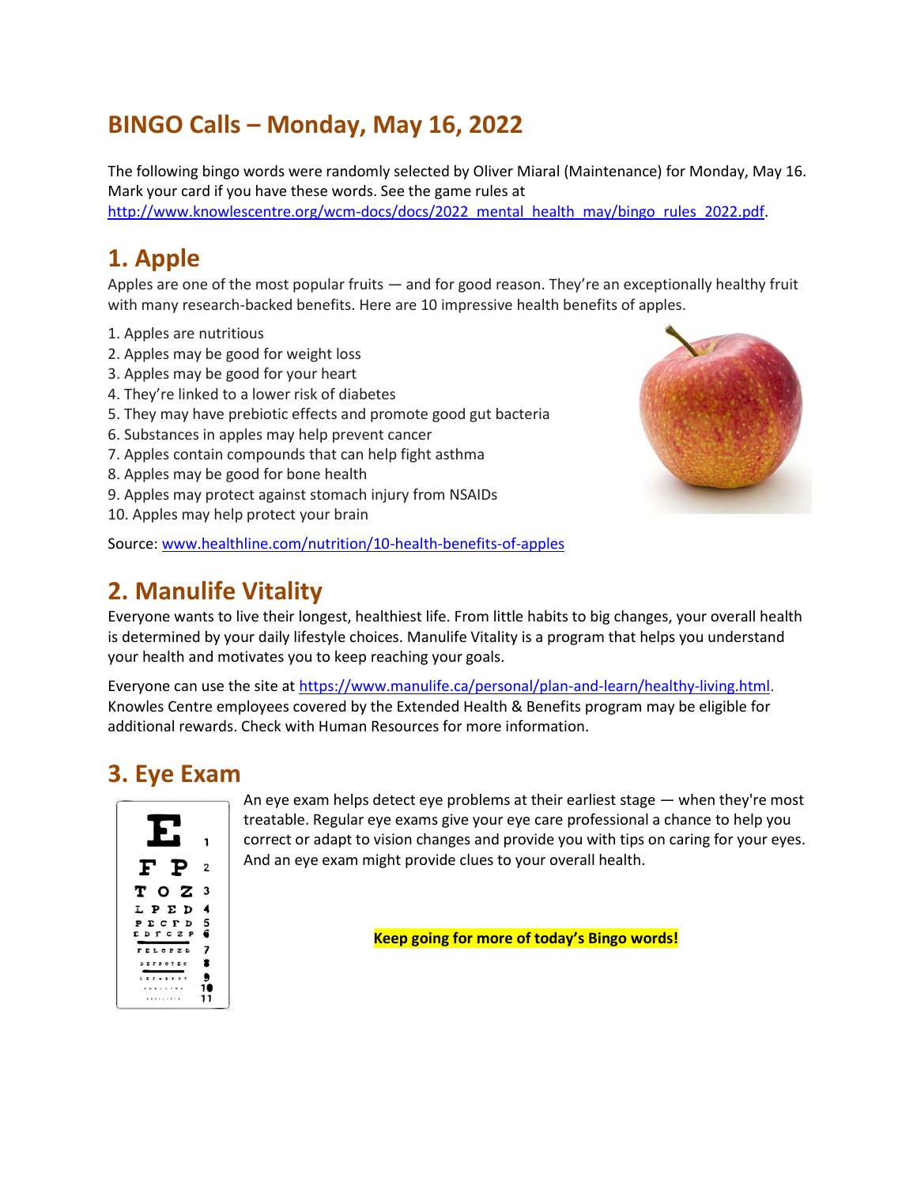# BINGO Calls – Monday, May 16, 2022

The following bingo words were randomly selected by Oliver Miaral (Maintenance) for Monday, May 16. Mark your card if you have these words. See the game rules at [http://www.knowlescentre.org/wcm-docs/docs/2022_mental_health_may/bingo_rules_2022.pdf](http://www.knowlescentre.org/wcm-docs/docs/2022_mental_health_may/bingo_rules_2022.pdf).

## 1. Apple

Apples are one of the most popular fruits — and for good reason. They're an exceptionally healthy fruit with many research-backed benefits. Here are 10 impressive health benefits of apples.

1. Apples are nutritious
2. Apples may be good for weight loss
3. Apples may be good for your heart
4. They're linked to a lower risk of diabetes
5. They may have prebiotic effects and promote good gut bacteria
6. Substances in apples may help prevent cancer
7. Apples contain compounds that can help fight asthma
8. Apples may be good for bone health
9. Apples may protect against stomach injury from NSAIDs
10. Apples may help protect your brain

Source: [www.healthline.com/nutrition/10-health-benefits-of-apples](http://www.healthline.com/nutrition/10-health-benefits-of-apples)

## 2. Manulife Vitality

Everyone wants to live their longest, healthiest life. From little habits to big changes, your overall health is determined by your daily lifestyle choices. Manulife Vitality is a program that helps you understand your health and motivates you to keep reaching your goals.

Everyone can use the site at [https://www.manulife.ca/personal/plan-and-learn/healthy-living.html](https://www.manulife.ca/personal/plan-and-learn/healthy-living.html). Knowles Centre employees covered by the Extended Health & Benefits program may be eligible for additional rewards. Check with Human Resources for more information.

## 3. Eye Exam

An eye exam helps detect eye problems at their earliest stage — when they're most treatable. Regular eye exams give your eye care professional a chance to help you correct or adapt to vision changes and provide you with tips on caring for your eyes. And an eye exam might provide clues to your overall health.

**Keep going for more of today's Bingo words!**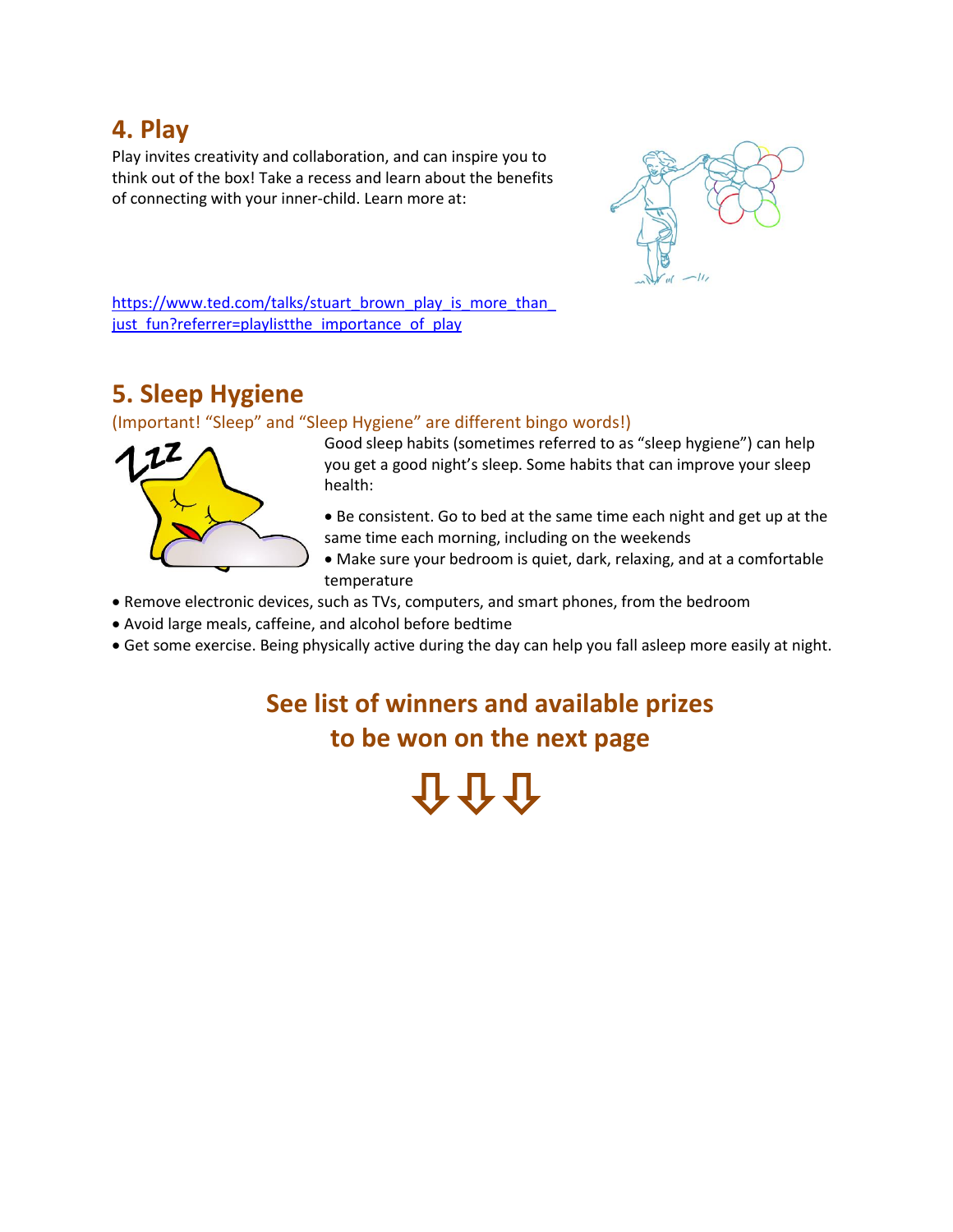## 4. Play

Play invites creativity and collaboration, and can inspire you to think out of the box! Take a recess and learn about the benefits of connecting with your inner-child. Learn more at:

https://www.ted.com/talks/stuart_brown_play_is_more_than_just_fun?referrer=playlistthe_importance_of_play

## 5. Sleep Hygiene

(Important! "Sleep" and "Sleep Hygiene" are different bingo words!)

Good sleep habits (sometimes referred to as "sleep hygiene") can help you get a good night's sleep. Some habits that can improve your sleep health:

- Be consistent. Go to bed at the same time each night and get up at the same time each morning, including on the weekends
- Make sure your bedroom is quiet, dark, relaxing, and at a comfortable temperature
- Remove electronic devices, such as TVs, computers, and smart phones, from the bedroom
- Avoid large meals, caffeine, and alcohol before bedtime
- Get some exercise. Being physically active during the day can help you fall asleep more easily at night.

**See list of winners and available prizes to be won on the next page**

⇩ ⇩ ⇩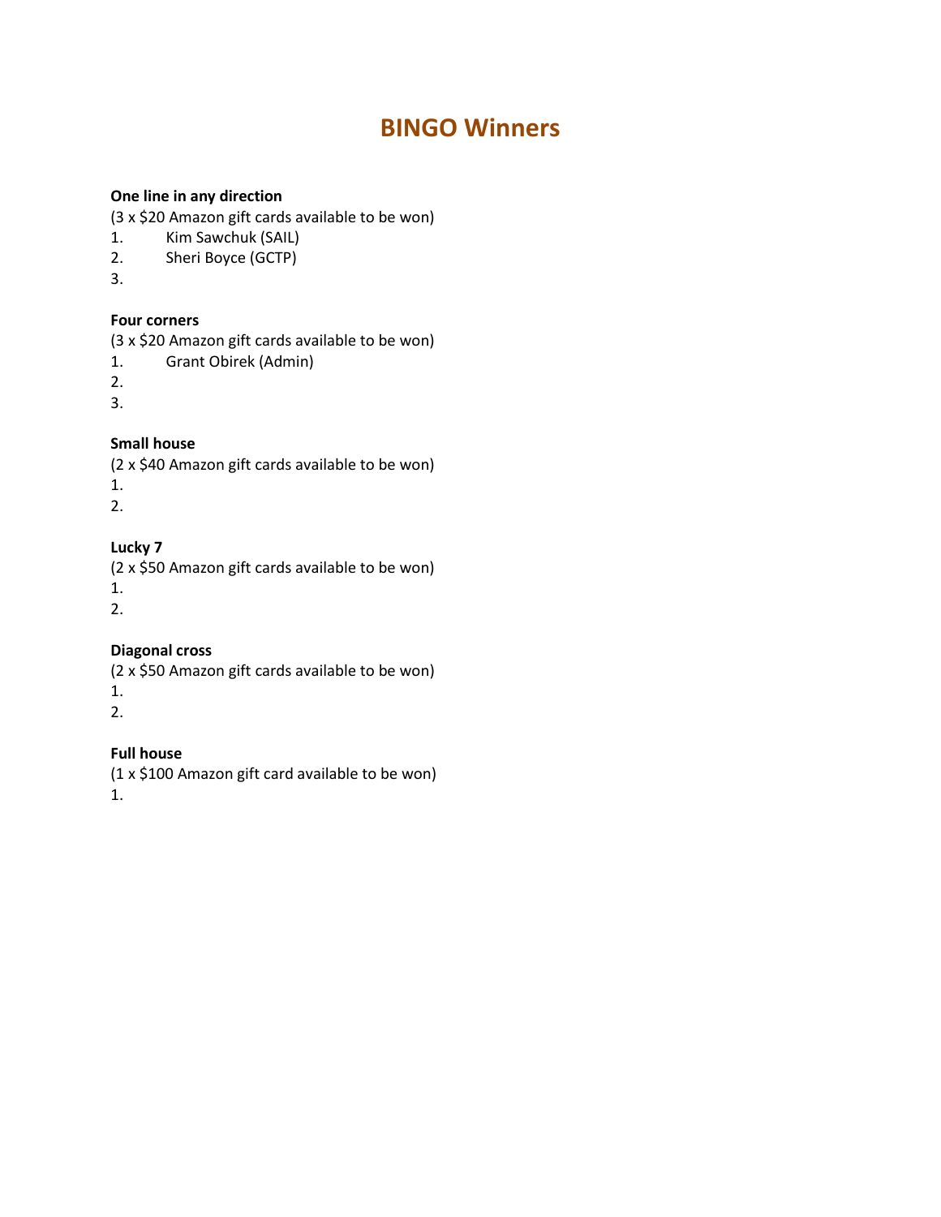# BINGO Winners

**One line in any direction**

(3 x $20 Amazon gift cards available to be won)

1. Kim Sawchuk (SAIL)
2. Sheri Boyce (GCTP)
3.

**Four corners**

(3 x $20 Amazon gift cards available to be won)

1. Grant Obirek (Admin)
2.
3.

**Small house**

(2 x $40 Amazon gift cards available to be won)

1.
2.

**Lucky 7**

(2 x $50 Amazon gift cards available to be won)

1.
2.

**Diagonal cross**

(2 x $50 Amazon gift cards available to be won)

1.
2.

**Full house**

(1 x $100 Amazon gift card available to be won)

1.